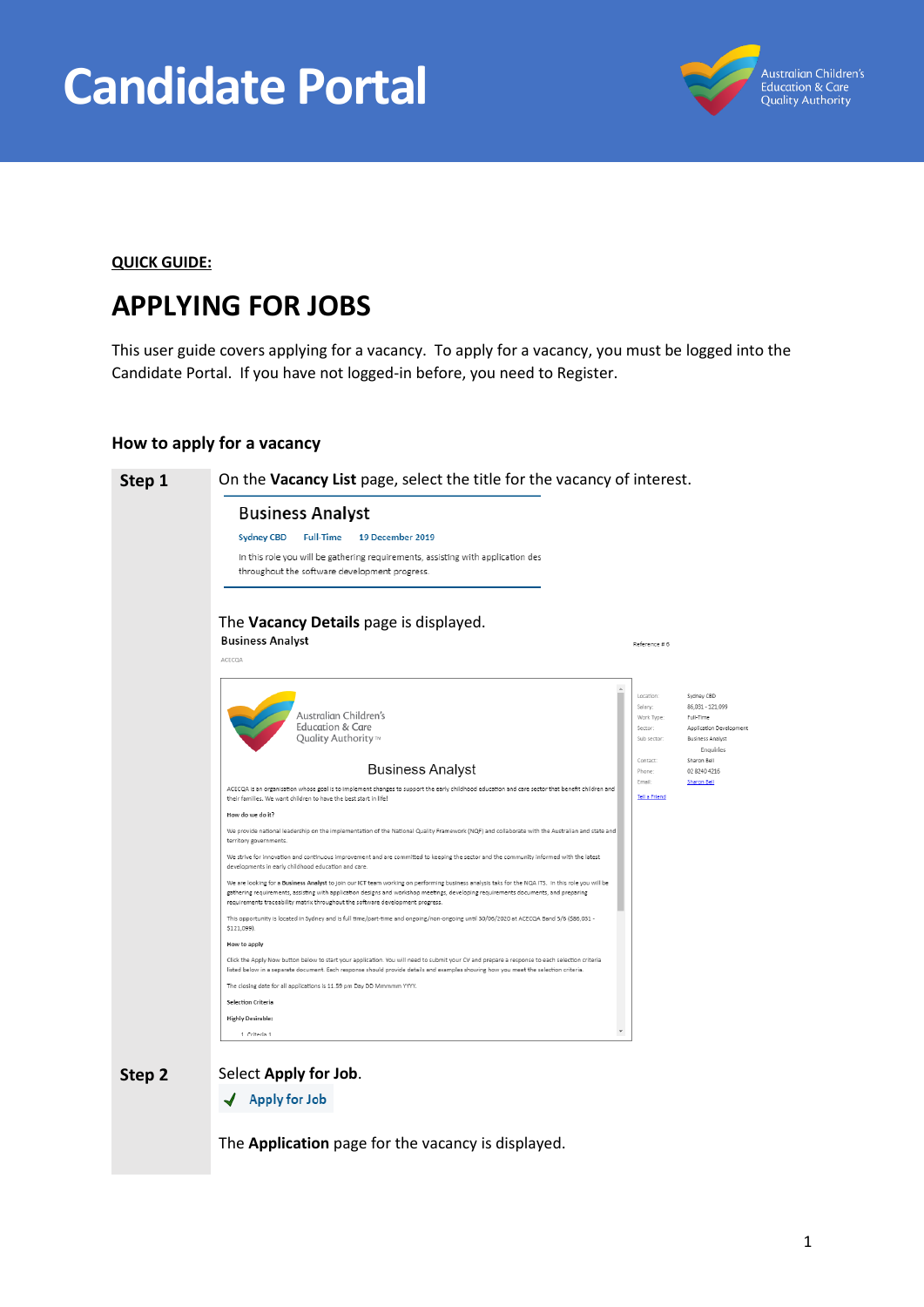# Candidate Portal

**QUICK GUIDE:**

## APPLYING FOR JOBS

This user guide covers applying for a vacancy. To apply for a vacancy, you must be logged into the Candidate Portal. If you have not logged-in before, you need to Register.

### How to apply for a vacancy

**Step 1**

On the **Vacancy List** page, select the title for the vacancy of interest.

Business Analyst

Sydney CBD Full-Time 19 December 2019

In this role you will be gathering requirements, assisting with application des throughout the software development progress.

The **Vacancy Details** page is displayed.

**Step 2**

Select **Apply for Job**.

✓ Apply for Job

The **Application** page for the vacancy is displayed.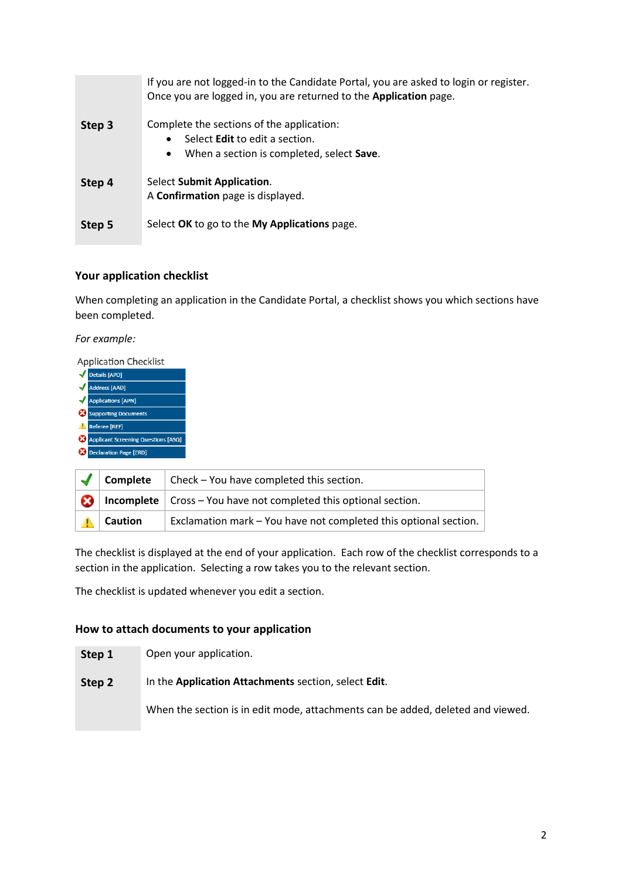| | |
|---|---|
| | If you are not logged-in to the Candidate Portal, you are asked to login or register. Once you are logged in, you are returned to the **Application** page. |
| **Step 3** | Complete the sections of the application:<br>• Select **Edit** to edit a section.<br>• When a section is completed, select **Save**. |
| **Step 4** | Select **Submit Application**.<br>A **Confirmation** page is displayed. |
| **Step 5** | Select **OK** to go to the **My Applications** page. |

### Your application checklist

When completing an application in the Candidate Portal, a checklist shows you which sections have been completed.

*For example:*

Application Checklist

- ✓ Details [APD]
- ✓ Address [AAD]
- ✓ Applications [APN]
- ✗ Supporting Documents
- ⚠ Referee [REF]
- ✗ Applicant Screening Questions [ASQ]
- ✗ Declaration Page [ERD]

| | | |
|---|---|---|
| ✓ | **Complete** | Check – You have completed this section. |
| ✗ | **Incomplete** | Cross – You have not completed this optional section. |
| ⚠ | **Caution** | Exclamation mark – You have not completed this optional section. |

The checklist is displayed at the end of your application. Each row of the checklist corresponds to a section in the application. Selecting a row takes you to the relevant section.

The checklist is updated whenever you edit a section.

### How to attach documents to your application

| | |
|---|---|
| **Step 1** | Open your application. |
| **Step 2** | In the **Application Attachments** section, select **Edit**.<br><br>When the section is in edit mode, attachments can be added, deleted and viewed. |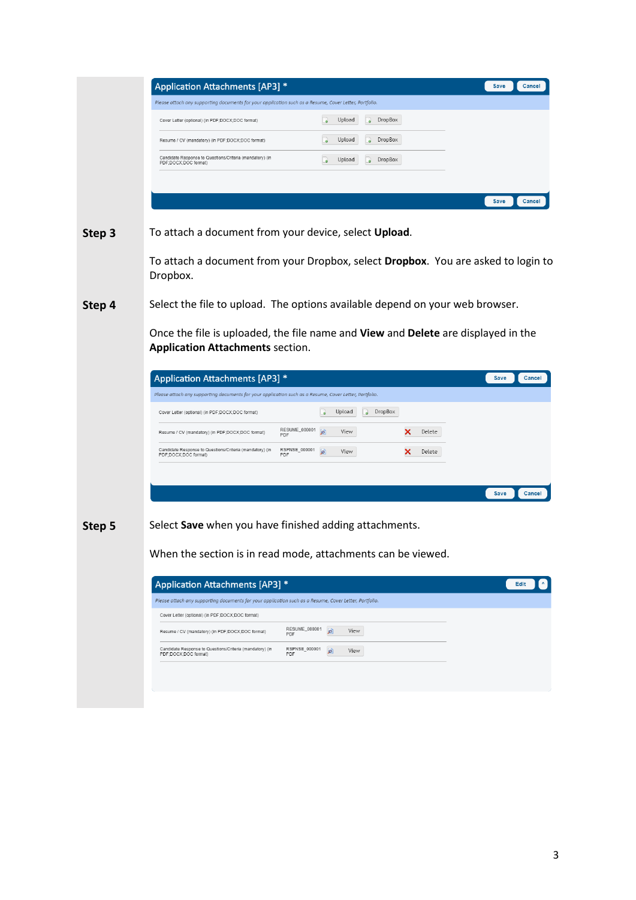**Application Attachments [AP3] ***

*Please attach any supporting documents for your application such as a Resume, Cover Letter, Portfolio.*

| | | |
|---|---|---|
| Cover Letter (optional) (in PDF,DOCX,DOC format) | Upload | DropBox |
| Resume / CV (mandatory) (in PDF,DOCX,DOC format) | Upload | DropBox |
| Candidate Response to Questions/Criteria (mandatory) (in PDF,DOCX,DOC format) | Upload | DropBox |

Save Cancel

**Step 3**

To attach a document from your device, select **Upload**.

To attach a document from your Dropbox, select **Dropbox**. You are asked to login to Dropbox.

**Step 4**

Select the file to upload. The options available depend on your web browser.

Once the file is uploaded, the file name and **View** and **Delete** are displayed in the **Application Attachments** section.

**Application Attachments [AP3] ***

*Please attach any supporting documents for your application such as a Resume, Cover Letter, Portfolio.*

| | | | |
|---|---|---|---|
| Cover Letter (optional) (in PDF,DOCX,DOC format) | | Upload | DropBox |
| Resume / CV (mandatory) (in PDF,DOCX,DOC format) | RESUME_000001 PDF | View | Delete |
| Candidate Response to Questions/Criteria (mandatory) (in PDF,DOCX,DOC format) | RSPNSE_000001 PDF | View | Delete |

Save Cancel

**Step 5**

Select **Save** when you have finished adding attachments.

When the section is in read mode, attachments can be viewed.

**Application Attachments [AP3] ***

*Please attach any supporting documents for your application such as a Resume, Cover Letter, Portfolio.*

| | | |
|---|---|---|
| Cover Letter (optional) (in PDF,DOCX,DOC format) | | |
| Resume / CV (mandatory) (in PDF,DOCX,DOC format) | RESUME_000001 PDF | View |
| Candidate Response to Questions/Criteria (mandatory) (in PDF,DOCX,DOC format) | RSPNSE_000001 PDF | View |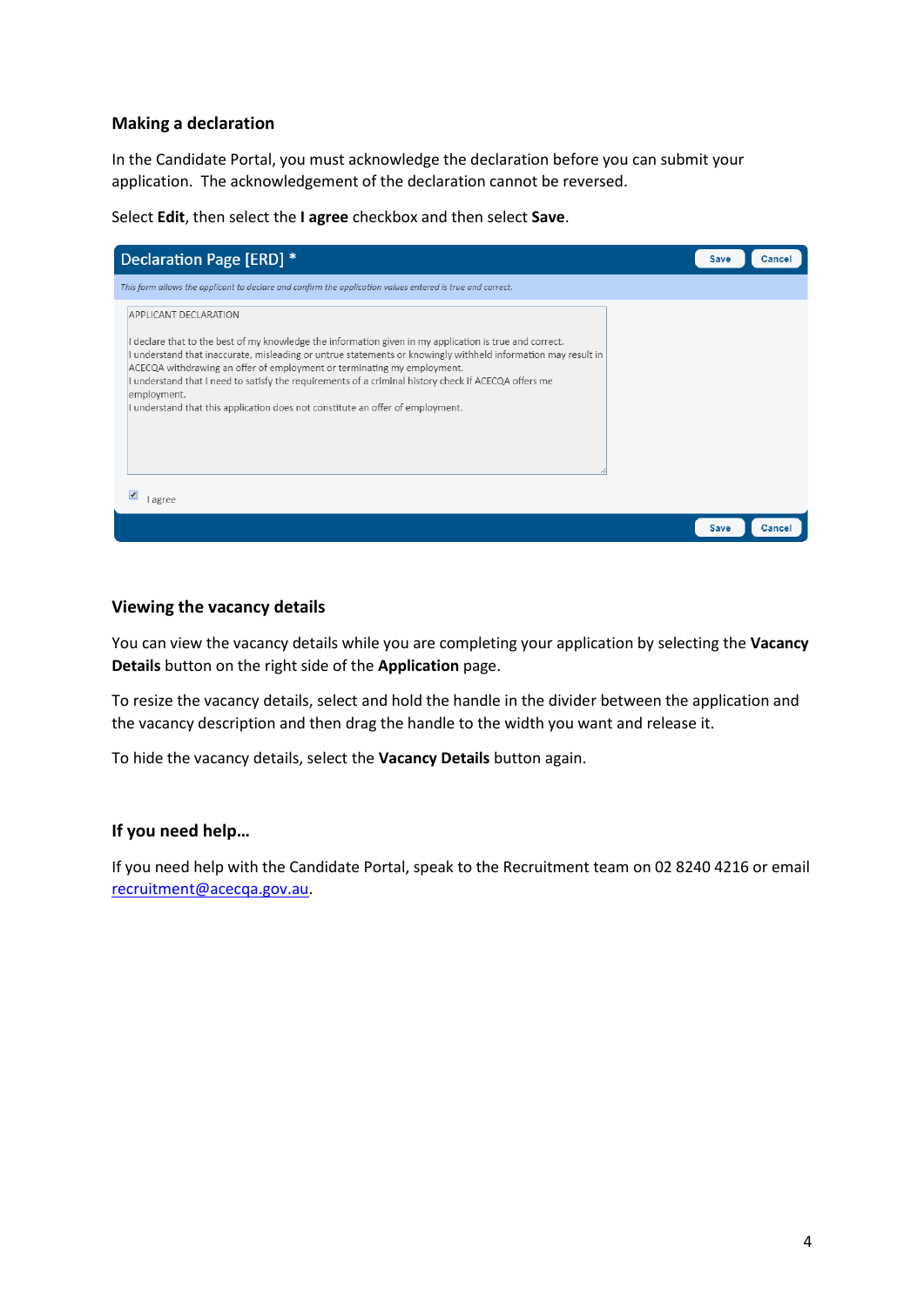### Making a declaration

In the Candidate Portal, you must acknowledge the declaration before you can submit your application. The acknowledgement of the declaration cannot be reversed.

Select **Edit**, then select the **I agree** checkbox and then select **Save**.

Declaration Page [ERD] *

Save Cancel

*This form allows the applicant to declare and confirm the application values entered is true and correct.*

APPLICANT DECLARATION

I declare that to the best of my knowledge the information given in my application is true and correct.
I understand that inaccurate, misleading or untrue statements or knowingly withheld information may result in ACECQA withdrawing an offer of employment or terminating my employment.
I understand that I need to satisfy the requirements of a criminal history check if ACECQA offers me employment.
I understand that this application does not constitute an offer of employment.

☑ I agree

Save Cancel

### Viewing the vacancy details

You can view the vacancy details while you are completing your application by selecting the **Vacancy Details** button on the right side of the **Application** page.

To resize the vacancy details, select and hold the handle in the divider between the application and the vacancy description and then drag the handle to the width you want and release it.

To hide the vacancy details, select the **Vacancy Details** button again.

### If you need help…

If you need help with the Candidate Portal, speak to the Recruitment team on 02 8240 4216 or email recruitment@acecqa.gov.au.